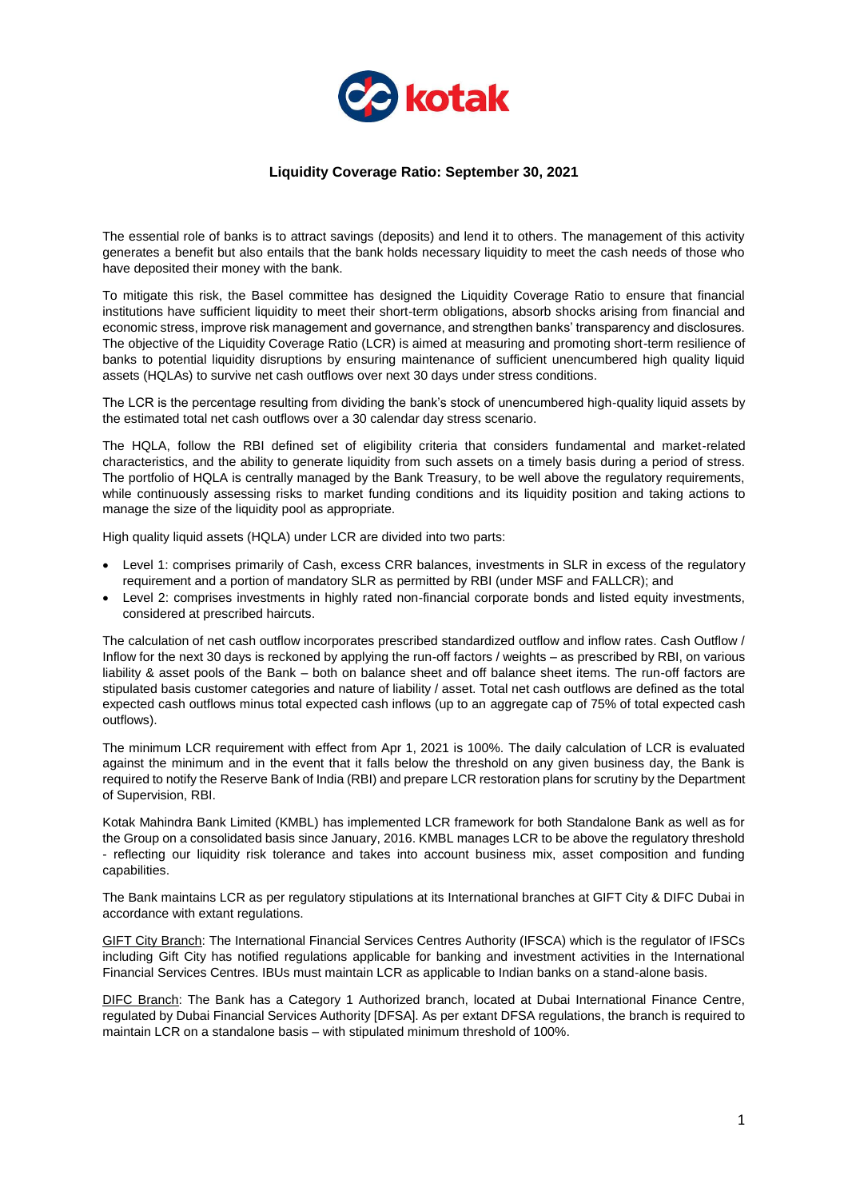# Liquidity Coverage Ratio: September 30, 2021

The essential role of banks is to attract savings (deposits) and lend it to others. The management of this activity generates a benefit but also entails that the bank holds necessary liquidity to meet the cash needs of those who have deposited their money with the bank.

To mitigate this risk, the Basel committee has designed the Liquidity Coverage Ratio to ensure that financial institutions have sufficient liquidity to meet their short-term obligations, absorb shocks arising from financial and economic stress, improve risk management and governance, and strengthen banks' transparency and disclosures. The objective of the Liquidity Coverage Ratio (LCR) is aimed at measuring and promoting short-term resilience of banks to potential liquidity disruptions by ensuring maintenance of sufficient unencumbered high quality liquid assets (HQLAs) to survive net cash outflows over next 30 days under stress conditions.

The LCR is the percentage resulting from dividing the bank's stock of unencumbered high-quality liquid assets by the estimated total net cash outflows over a 30 calendar day stress scenario.

The HQLA, follow the RBI defined set of eligibility criteria that considers fundamental and market-related characteristics, and the ability to generate liquidity from such assets on a timely basis during a period of stress. The portfolio of HQLA is centrally managed by the Bank Treasury, to be well above the regulatory requirements, while continuously assessing risks to market funding conditions and its liquidity position and taking actions to manage the size of the liquidity pool as appropriate.

High quality liquid assets (HQLA) under LCR are divided into two parts:

- Level 1: comprises primarily of Cash, excess CRR balances, investments in SLR in excess of the regulatory requirement and a portion of mandatory SLR as permitted by RBI (under MSF and FALLCR); and
- Level 2: comprises investments in highly rated non-financial corporate bonds and listed equity investments, considered at prescribed haircuts.

The calculation of net cash outflow incorporates prescribed standardized outflow and inflow rates. Cash Outflow / Inflow for the next 30 days is reckoned by applying the run-off factors / weights – as prescribed by RBI, on various liability & asset pools of the Bank – both on balance sheet and off balance sheet items. The run-off factors are stipulated basis customer categories and nature of liability / asset. Total net cash outflows are defined as the total expected cash outflows minus total expected cash inflows (up to an aggregate cap of 75% of total expected cash outflows).

The minimum LCR requirement with effect from Apr 1, 2021 is 100%. The daily calculation of LCR is evaluated against the minimum and in the event that it falls below the threshold on any given business day, the Bank is required to notify the Reserve Bank of India (RBI) and prepare LCR restoration plans for scrutiny by the Department of Supervision, RBI.

Kotak Mahindra Bank Limited (KMBL) has implemented LCR framework for both Standalone Bank as well as for the Group on a consolidated basis since January, 2016. KMBL manages LCR to be above the regulatory threshold - reflecting our liquidity risk tolerance and takes into account business mix, asset composition and funding capabilities.

The Bank maintains LCR as per regulatory stipulations at its International branches at GIFT City & DIFC Dubai in accordance with extant regulations.

GIFT City Branch: The International Financial Services Centres Authority (IFSCA) which is the regulator of IFSCs including Gift City has notified regulations applicable for banking and investment activities in the International Financial Services Centres. IBUs must maintain LCR as applicable to Indian banks on a stand-alone basis.

DIFC Branch: The Bank has a Category 1 Authorized branch, located at Dubai International Finance Centre, regulated by Dubai Financial Services Authority [DFSA]. As per extant DFSA regulations, the branch is required to maintain LCR on a standalone basis – with stipulated minimum threshold of 100%.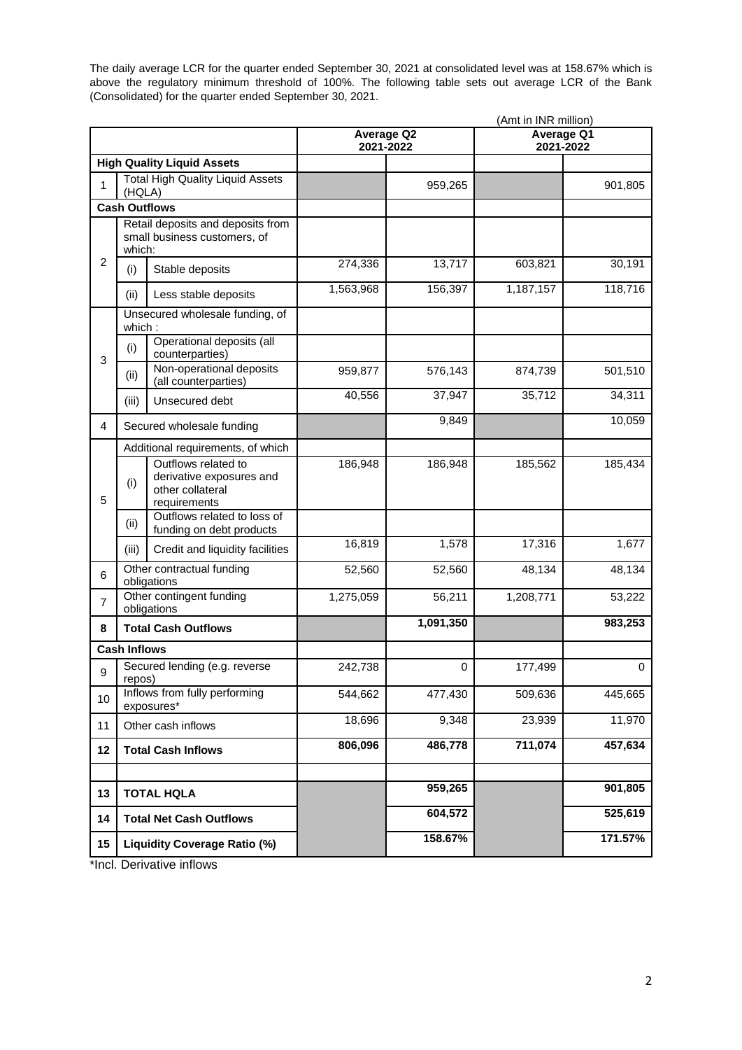The daily average LCR for the quarter ended September 30, 2021 at consolidated level was at 158.67% which is above the regulatory minimum threshold of 100%. The following table sets out average LCR of the Bank (Consolidated) for the quarter ended September 30, 2021.

(Amt in INR million)

| | | | Average Q2 2021-2022 | | Average Q1 2021-2022 | |
|---|---|---|---|---|---|---|
| **High Quality Liquid Assets** | | | | | | |
| 1 | Total High Quality Liquid Assets (HQLA) | | | 959,265 | | 901,805 |
| **Cash Outflows** | | | | | | |
| 2 | Retail deposits and deposits from small business customers, of which: | | | | | |
| | (i) | Stable deposits | 274,336 | 13,717 | 603,821 | 30,191 |
| | (ii) | Less stable deposits | 1,563,968 | 156,397 | 1,187,157 | 118,716 |
| 3 | Unsecured wholesale funding, of which : | | | | | |
| | (i) | Operational deposits (all counterparties) | | | | |
| | (ii) | Non-operational deposits (all counterparties) | 959,877 | 576,143 | 874,739 | 501,510 |
| | (iii) | Unsecured debt | 40,556 | 37,947 | 35,712 | 34,311 |
| 4 | Secured wholesale funding | | | 9,849 | | 10,059 |
| 5 | Additional requirements, of which | | | | | |
| | (i) | Outflows related to derivative exposures and other collateral requirements | 186,948 | 186,948 | 185,562 | 185,434 |
| | (ii) | Outflows related to loss of funding on debt products | | | | |
| | (iii) | Credit and liquidity facilities | 16,819 | 1,578 | 17,316 | 1,677 |
| 6 | Other contractual funding obligations | | 52,560 | 52,560 | 48,134 | 48,134 |
| 7 | Other contingent funding obligations | | 1,275,059 | 56,211 | 1,208,771 | 53,222 |
| **8** | **Total Cash Outflows** | | | **1,091,350** | | **983,253** |
| **Cash Inflows** | | | | | | |
| 9 | Secured lending (e.g. reverse repos) | | 242,738 | 0 | 177,499 | 0 |
| 10 | Inflows from fully performing exposures* | | 544,662 | 477,430 | 509,636 | 445,665 |
| 11 | Other cash inflows | | 18,696 | 9,348 | 23,939 | 11,970 |
| **12** | **Total Cash Inflows** | | **806,096** | **486,778** | **711,074** | **457,634** |
| | | | | | | |
| **13** | **TOTAL HQLA** | | | **959,265** | | **901,805** |
| **14** | **Total Net Cash Outflows** | | | **604,572** | | **525,619** |
| **15** | **Liquidity Coverage Ratio (%)** | | | **158.67%** | | **171.57%** |

*Incl. Derivative inflows